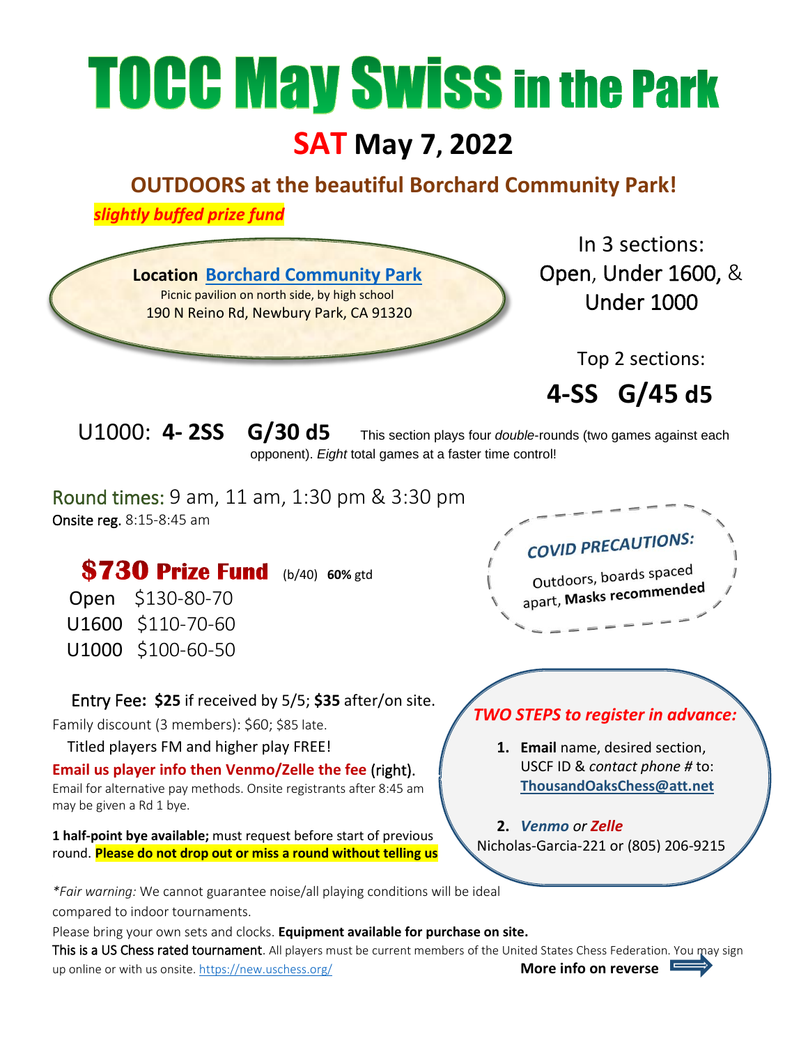# TOCC May Swiss in the Park

## SAT May 7, 2022

### OUTDOORS at the beautiful Borchard Community Park!

*slightly buffed prize fund*

**Location** [Borchard Community Park](#)
Picnic pavilion on north side, by high school
190 N Reino Rd, Newbury Park, CA 91320

In 3 sections:
Open, Under 1600, & Under 1000

Top 2 sections:
**4-SS G/45 d5**

U1000: **4- 2SS G/30 d5** This section plays four *double*-rounds (two games against each opponent). *Eight* total games at a faster time control!

Round times: 9 am, 11 am, 1:30 pm & 3:30 pm
Onsite reg. 8:15-8:45 am

**COVID PRECAUTIONS:**
Outdoors, boards spaced apart, **Masks recommended**

## $730 Prize Fund (b/40) **60%** gtd

| | |
|---|---|
| Open | $130-80-70 |
| U1600 | $110-70-60 |
| U1000 | $100-60-50 |

**Entry Fee: $25** if received by 5/5; **$35** after/on site.
Family discount (3 members): $60; $85 late.
Titled players FM and higher play FREE!

**Email us player info then Venmo/Zelle the fee** (right).
Email for alternative pay methods. Onsite registrants after 8:45 am may be given a Rd 1 bye.

**1 half-point bye available;** must request before start of previous round. **Please do not drop out or miss a round without telling us**

***TWO STEPS to register in advance:***

1. **Email** name, desired section, USCF ID & *contact phone #* to: **ThousandOaksChess@att.net**
2. ***Venmo*** *or* ***Zelle***
Nicholas-Garcia-221 or (805) 206-9215

*\*Fair warning:* We cannot guarantee noise/all playing conditions will be ideal compared to indoor tournaments.

Please bring your own sets and clocks. **Equipment available for purchase on site.**

This is a US Chess rated tournament. All players must be current members of the United States Chess Federation. You may sign up online or with us onsite. https://new.uschess.org/

**More info on reverse**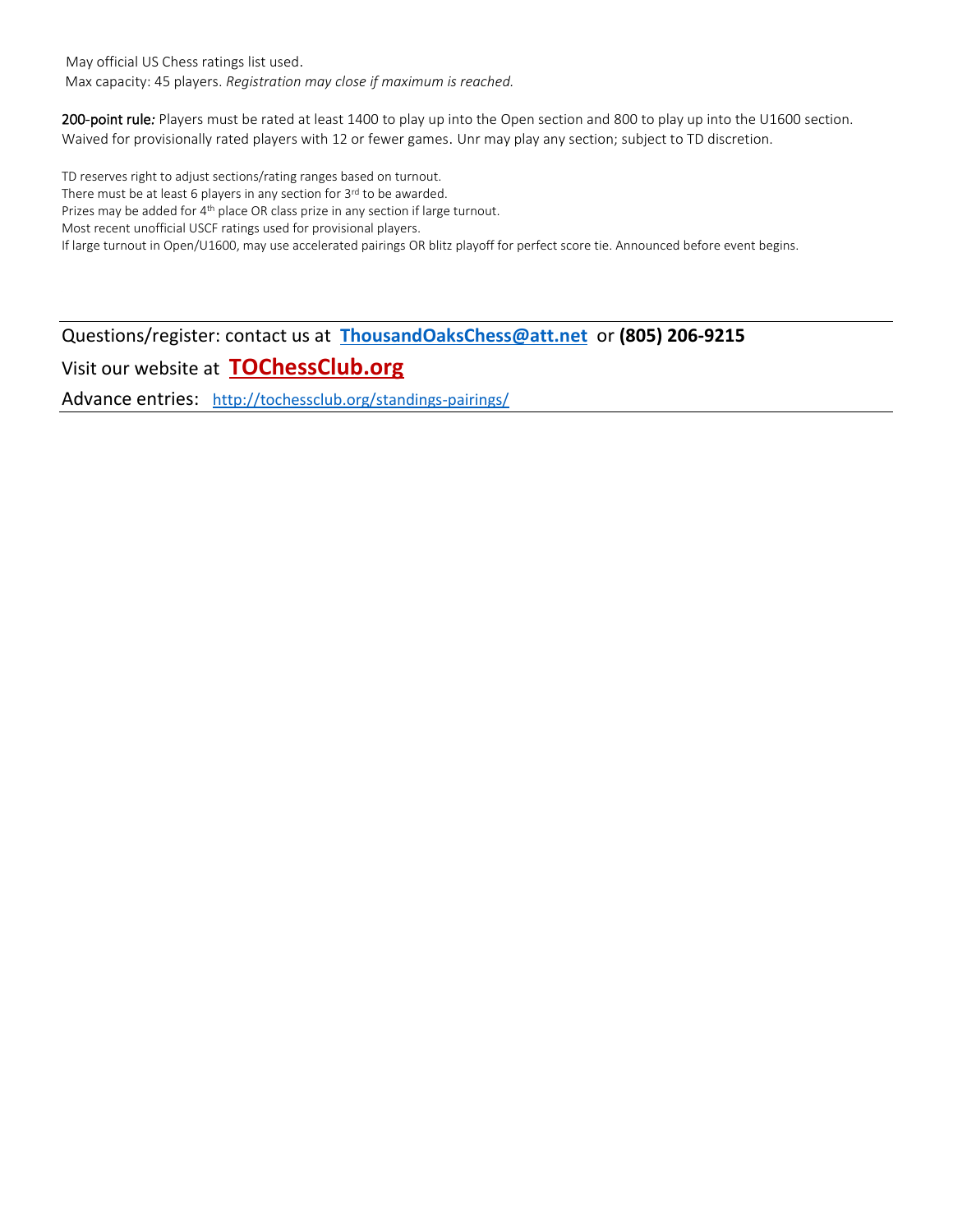May official US Chess ratings list used.
Max capacity: 45 players. *Registration may close if maximum is reached.*

**200-point rule:** Players must be rated at least 1400 to play up into the Open section and 800 to play up into the U1600 section. Waived for provisionally rated players with 12 or fewer games. Unr may play any section; subject to TD discretion.

TD reserves right to adjust sections/rating ranges based on turnout.
There must be at least 6 players in any section for 3rd to be awarded.
Prizes may be added for 4th place OR class prize in any section if large turnout.
Most recent unofficial USCF ratings used for provisional players.
If large turnout in Open/U1600, may use accelerated pairings OR blitz playoff for perfect score tie. Announced before event begins.

---

Questions/register: contact us at **ThousandOaksChess@att.net** or **(805) 206-9215**

Visit our website at **TOChessClub.org**

Advance entries: http://tochessclub.org/standings-pairings/

---